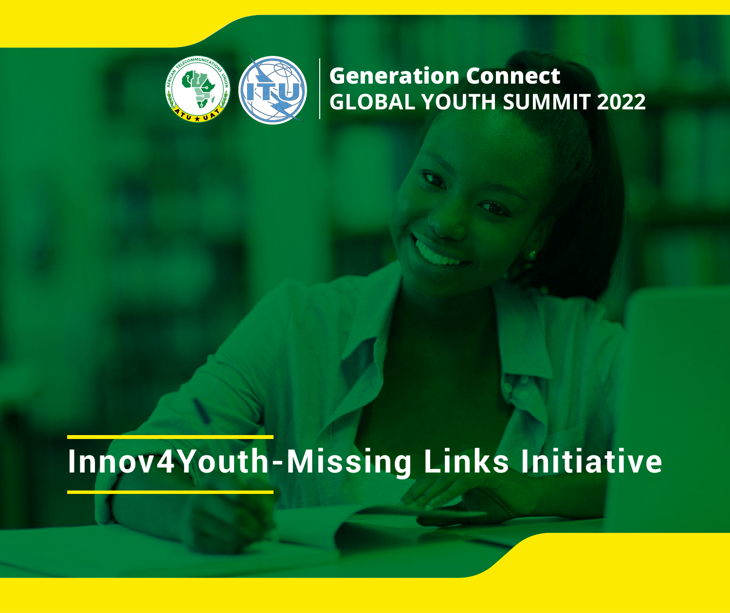Generation Connect
GLOBAL YOUTH SUMMIT 2022

# Innov4Youth-Missing Links Initiative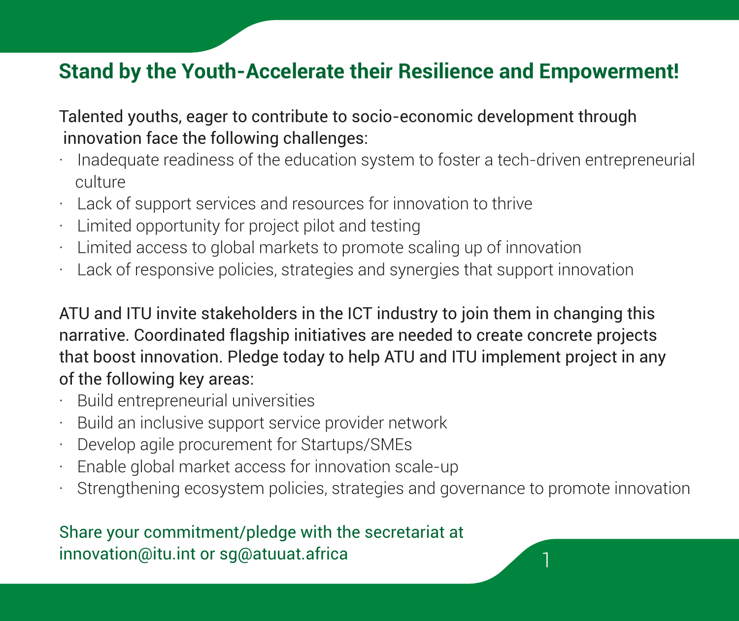## Stand by the Youth-Accelerate their Resilience and Empowerment!

Talented youths, eager to contribute to socio-economic development through innovation face the following challenges:

- Inadequate readiness of the education system to foster a tech-driven entrepreneurial culture
- Lack of support services and resources for innovation to thrive
- Limited opportunity for project pilot and testing
- Limited access to global markets to promote scaling up of innovation
- Lack of responsive policies, strategies and synergies that support innovation

ATU and ITU invite stakeholders in the ICT industry to join them in changing this narrative. Coordinated flagship initiatives are needed to create concrete projects that boost innovation. Pledge today to help ATU and ITU implement project in any of the following key areas:

- Build entrepreneurial universities
- Build an inclusive support service provider network
- Develop agile procurement for Startups/SMEs
- Enable global market access for innovation scale-up
- Strengthening ecosystem policies, strategies and governance to promote innovation

Share your commitment/pledge with the secretariat at innovation@itu.int or sg@atuuat.africa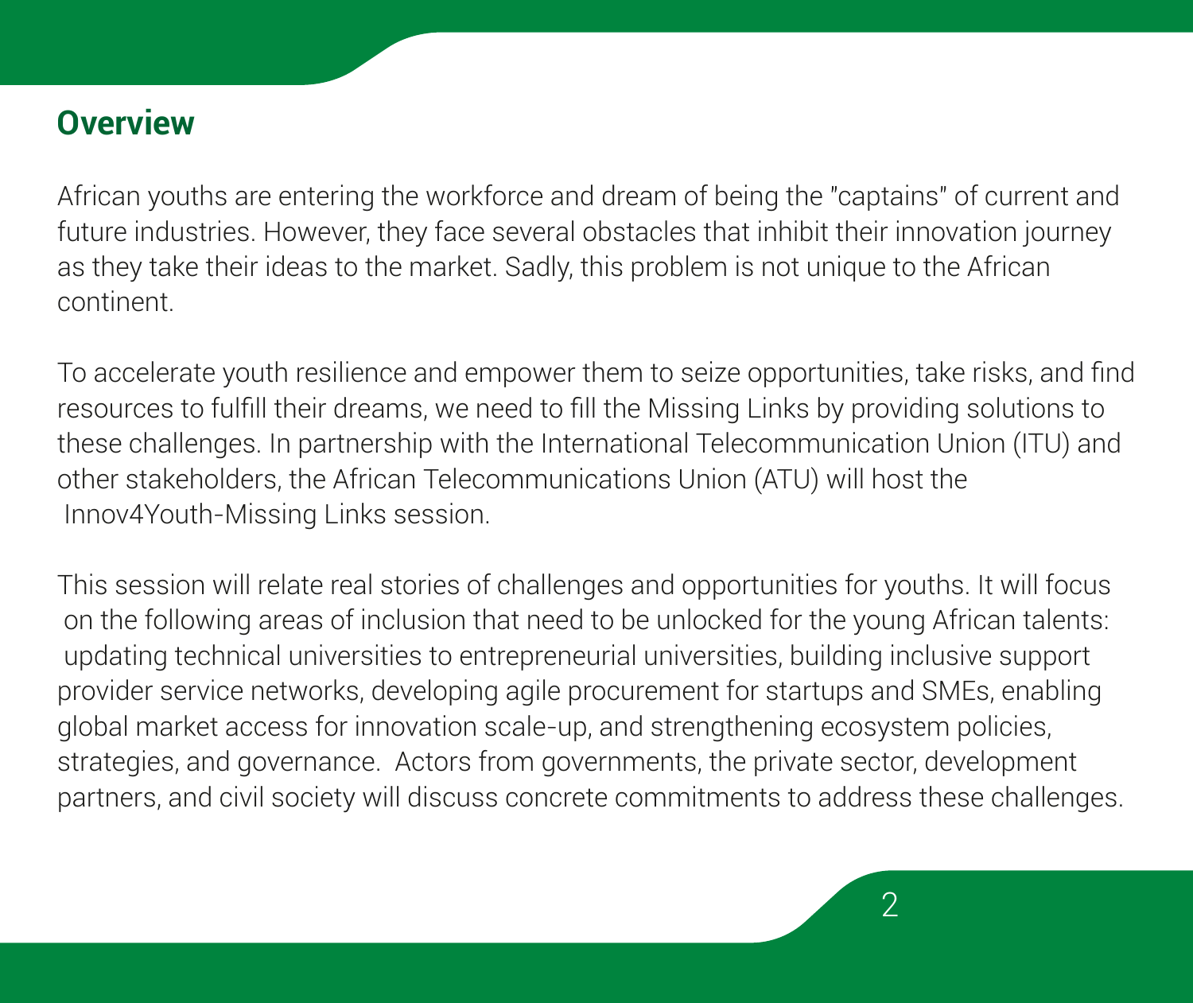## Overview

African youths are entering the workforce and dream of being the "captains" of current and future industries. However, they face several obstacles that inhibit their innovation journey as they take their ideas to the market. Sadly, this problem is not unique to the African continent.

To accelerate youth resilience and empower them to seize opportunities, take risks, and find resources to fulfill their dreams, we need to fill the Missing Links by providing solutions to these challenges. In partnership with the International Telecommunication Union (ITU) and other stakeholders, the African Telecommunications Union (ATU) will host the Innov4Youth-Missing Links session.

This session will relate real stories of challenges and opportunities for youths. It will focus on the following areas of inclusion that need to be unlocked for the young African talents: updating technical universities to entrepreneurial universities, building inclusive support provider service networks, developing agile procurement for startups and SMEs, enabling global market access for innovation scale-up, and strengthening ecosystem policies, strategies, and governance. Actors from governments, the private sector, development partners, and civil society will discuss concrete commitments to address these challenges.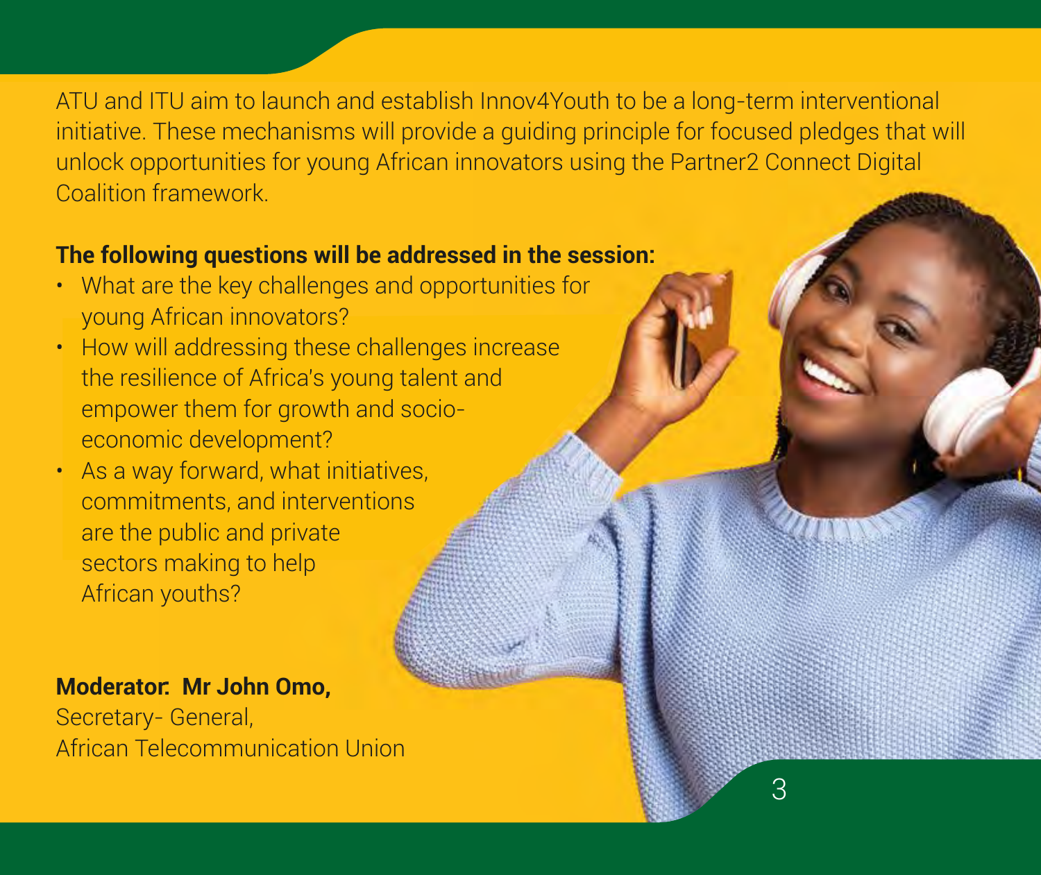ATU and ITU aim to launch and establish Innov4Youth to be a long-term interventional initiative. These mechanisms will provide a guiding principle for focused pledges that will unlock opportunities for young African innovators using the Partner2 Connect Digital Coalition framework.

**The following questions will be addressed in the session:**

- What are the key challenges and opportunities for young African innovators?
- How will addressing these challenges increase the resilience of Africa's young talent and empower them for growth and socio-economic development?
- As a way forward, what initiatives, commitments, and interventions are the public and private sectors making to help African youths?

**Moderator: Mr John Omo,**
Secretary- General,
African Telecommunication Union